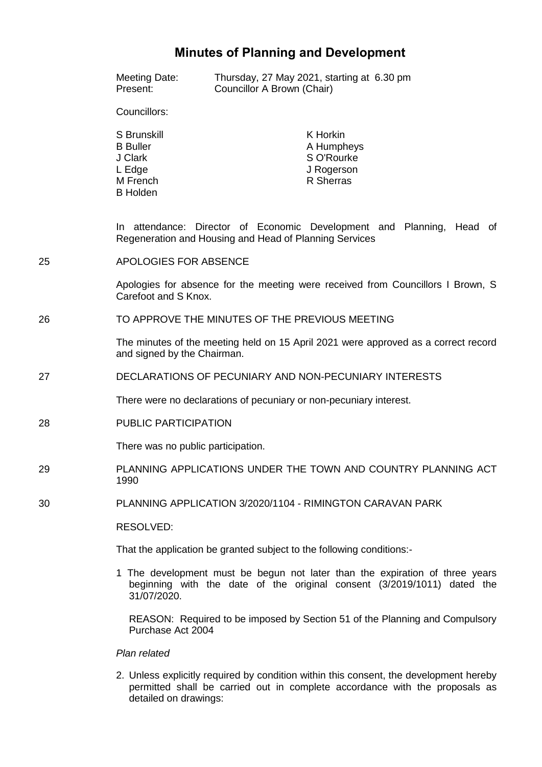# Minutes of Planning and Development

Meeting Date: Thursday, 27 May 2021, starting at 6.30 pm
Present: Councillor A Brown (Chair)

Councillors:

S Brunskill
B Buller
J Clark
L Edge
M French
B Holden
K Horkin
A Humpheys
S O'Rourke
J Rogerson
R Sherras

In attendance: Director of Economic Development and Planning, Head of Regeneration and Housing and Head of Planning Services

## 25 APOLOGIES FOR ABSENCE

Apologies for absence for the meeting were received from Councillors I Brown, S Carefoot and S Knox.

## 26 TO APPROVE THE MINUTES OF THE PREVIOUS MEETING

The minutes of the meeting held on 15 April 2021 were approved as a correct record and signed by the Chairman.

## 27 DECLARATIONS OF PECUNIARY AND NON-PECUNIARY INTERESTS

There were no declarations of pecuniary or non-pecuniary interest.

## 28 PUBLIC PARTICIPATION

There was no public participation.

## 29 PLANNING APPLICATIONS UNDER THE TOWN AND COUNTRY PLANNING ACT 1990

## 30 PLANNING APPLICATION 3/2020/1104 - RIMINGTON CARAVAN PARK

RESOLVED:

That the application be granted subject to the following conditions:-

1 The development must be begun not later than the expiration of three years beginning with the date of the original consent (3/2019/1011) dated the 31/07/2020.

   REASON: Required to be imposed by Section 51 of the Planning and Compulsory Purchase Act 2004

*Plan related*

2. Unless explicitly required by condition within this consent, the development hereby permitted shall be carried out in complete accordance with the proposals as detailed on drawings: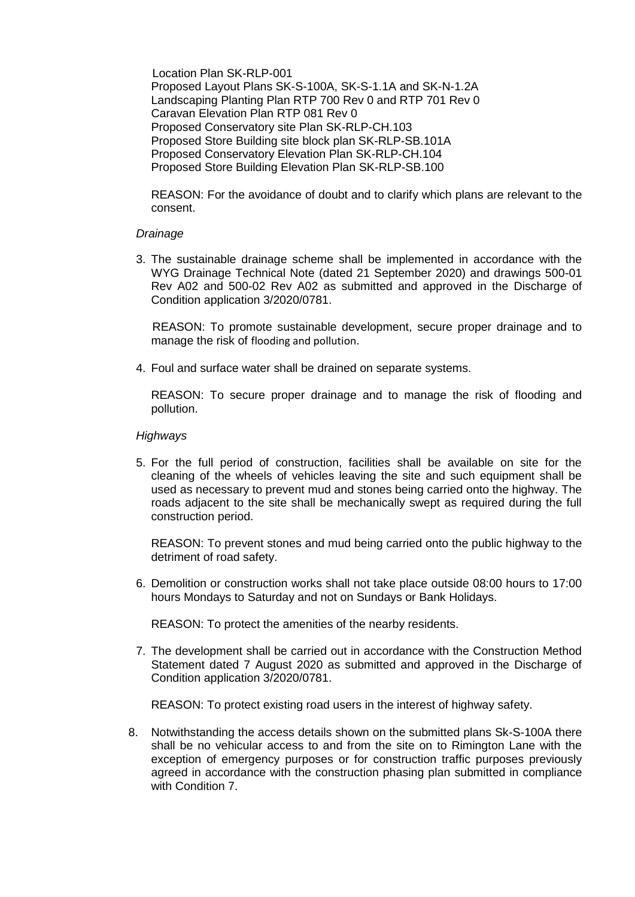Location Plan SK-RLP-001
Proposed Layout Plans SK-S-100A, SK-S-1.1A and SK-N-1.2A
Landscaping Planting Plan RTP 700 Rev 0 and RTP 701 Rev 0
Caravan Elevation Plan RTP 081 Rev 0
Proposed Conservatory site Plan SK-RLP-CH.103
Proposed Store Building site block plan SK-RLP-SB.101A
Proposed Conservatory Elevation Plan SK-RLP-CH.104
Proposed Store Building Elevation Plan SK-RLP-SB.100

REASON: For the avoidance of doubt and to clarify which plans are relevant to the consent.

*Drainage*

3. The sustainable drainage scheme shall be implemented in accordance with the WYG Drainage Technical Note (dated 21 September 2020) and drawings 500-01 Rev A02 and 500-02 Rev A02 as submitted and approved in the Discharge of Condition application 3/2020/0781.

   REASON: To promote sustainable development, secure proper drainage and to manage the risk of flooding and pollution.

4. Foul and surface water shall be drained on separate systems.

   REASON: To secure proper drainage and to manage the risk of flooding and pollution.

*Highways*

5. For the full period of construction, facilities shall be available on site for the cleaning of the wheels of vehicles leaving the site and such equipment shall be used as necessary to prevent mud and stones being carried onto the highway. The roads adjacent to the site shall be mechanically swept as required during the full construction period.

   REASON: To prevent stones and mud being carried onto the public highway to the detriment of road safety.

6. Demolition or construction works shall not take place outside 08:00 hours to 17:00 hours Mondays to Saturday and not on Sundays or Bank Holidays.

   REASON: To protect the amenities of the nearby residents.

7. The development shall be carried out in accordance with the Construction Method Statement dated 7 August 2020 as submitted and approved in the Discharge of Condition application 3/2020/0781.

   REASON: To protect existing road users in the interest of highway safety.

8. Notwithstanding the access details shown on the submitted plans Sk-S-100A there shall be no vehicular access to and from the site on to Rimington Lane with the exception of emergency purposes or for construction traffic purposes previously agreed in accordance with the construction phasing plan submitted in compliance with Condition 7.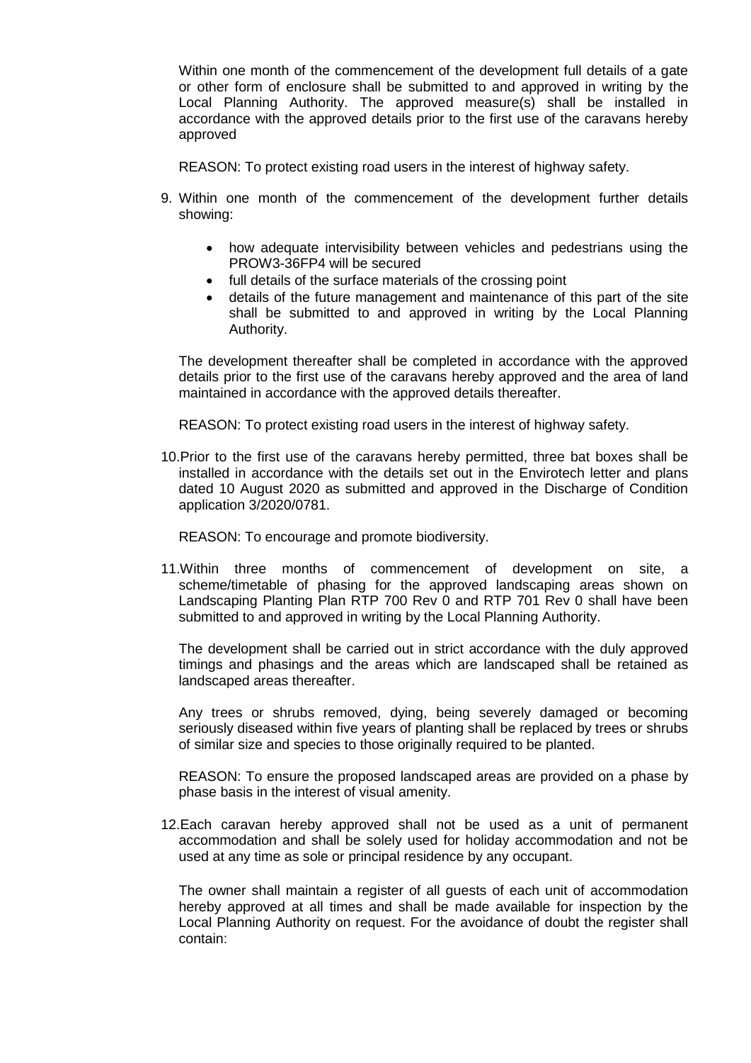Within one month of the commencement of the development full details of a gate or other form of enclosure shall be submitted to and approved in writing by the Local Planning Authority. The approved measure(s) shall be installed in accordance with the approved details prior to the first use of the caravans hereby approved

REASON: To protect existing road users in the interest of highway safety.

9. Within one month of the commencement of the development further details showing:

   - how adequate intervisibility between vehicles and pedestrians using the PROW3-36FP4 will be secured
   - full details of the surface materials of the crossing point
   - details of the future management and maintenance of this part of the site shall be submitted to and approved in writing by the Local Planning Authority.

   The development thereafter shall be completed in accordance with the approved details prior to the first use of the caravans hereby approved and the area of land maintained in accordance with the approved details thereafter.

   REASON: To protect existing road users in the interest of highway safety.

10. Prior to the first use of the caravans hereby permitted, three bat boxes shall be installed in accordance with the details set out in the Envirotech letter and plans dated 10 August 2020 as submitted and approved in the Discharge of Condition application 3/2020/0781.

    REASON: To encourage and promote biodiversity.

11. Within three months of commencement of development on site, a scheme/timetable of phasing for the approved landscaping areas shown on Landscaping Planting Plan RTP 700 Rev 0 and RTP 701 Rev 0 shall have been submitted to and approved in writing by the Local Planning Authority.

    The development shall be carried out in strict accordance with the duly approved timings and phasings and the areas which are landscaped shall be retained as landscaped areas thereafter.

    Any trees or shrubs removed, dying, being severely damaged or becoming seriously diseased within five years of planting shall be replaced by trees or shrubs of similar size and species to those originally required to be planted.

    REASON: To ensure the proposed landscaped areas are provided on a phase by phase basis in the interest of visual amenity.

12. Each caravan hereby approved shall not be used as a unit of permanent accommodation and shall be solely used for holiday accommodation and not be used at any time as sole or principal residence by any occupant.

    The owner shall maintain a register of all guests of each unit of accommodation hereby approved at all times and shall be made available for inspection by the Local Planning Authority on request. For the avoidance of doubt the register shall contain: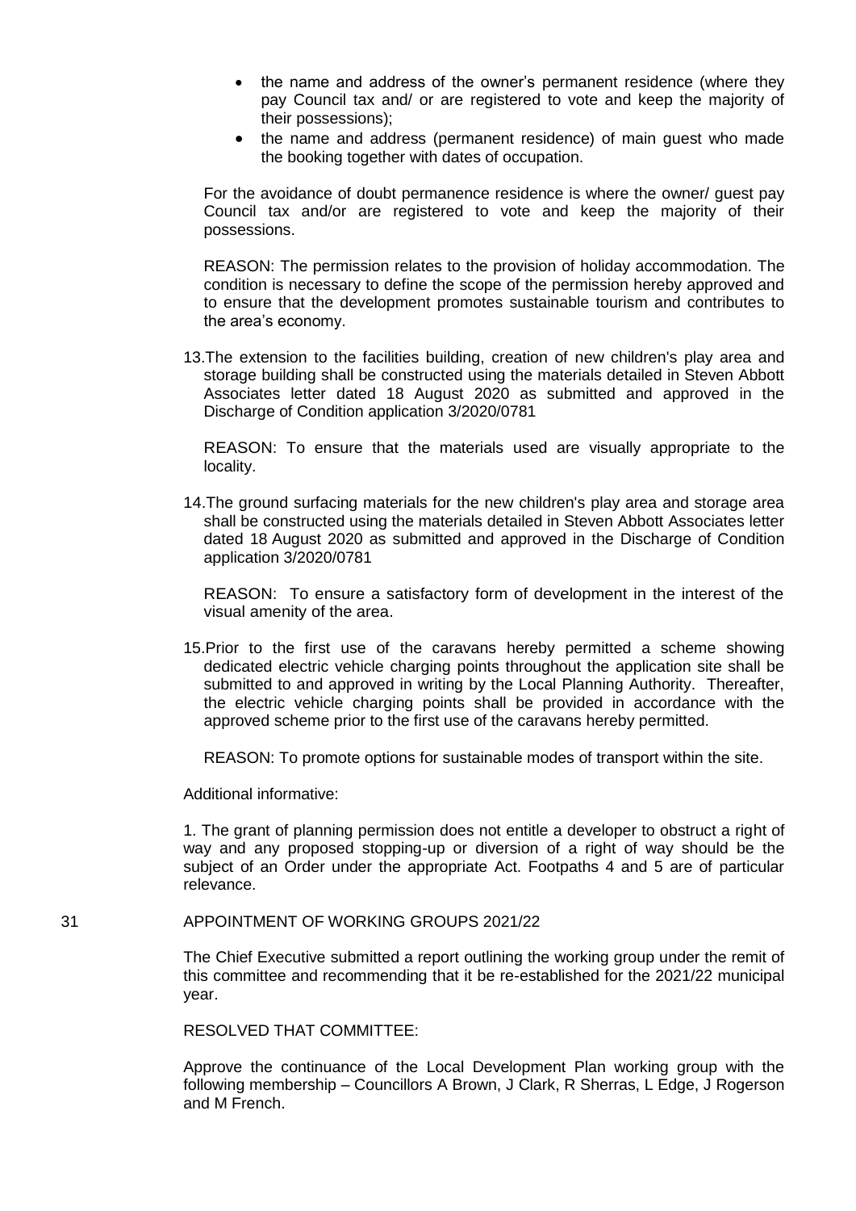- the name and address of the owner's permanent residence (where they pay Council tax and/ or are registered to vote and keep the majority of their possessions);
- the name and address (permanent residence) of main guest who made the booking together with dates of occupation.

For the avoidance of doubt permanence residence is where the owner/ guest pay Council tax and/or are registered to vote and keep the majority of their possessions.

REASON: The permission relates to the provision of holiday accommodation. The condition is necessary to define the scope of the permission hereby approved and to ensure that the development promotes sustainable tourism and contributes to the area's economy.

13. The extension to the facilities building, creation of new children's play area and storage building shall be constructed using the materials detailed in Steven Abbott Associates letter dated 18 August 2020 as submitted and approved in the Discharge of Condition application 3/2020/0781

REASON: To ensure that the materials used are visually appropriate to the locality.

14. The ground surfacing materials for the new children's play area and storage area shall be constructed using the materials detailed in Steven Abbott Associates letter dated 18 August 2020 as submitted and approved in the Discharge of Condition application 3/2020/0781

REASON: To ensure a satisfactory form of development in the interest of the visual amenity of the area.

15. Prior to the first use of the caravans hereby permitted a scheme showing dedicated electric vehicle charging points throughout the application site shall be submitted to and approved in writing by the Local Planning Authority. Thereafter, the electric vehicle charging points shall be provided in accordance with the approved scheme prior to the first use of the caravans hereby permitted.

REASON: To promote options for sustainable modes of transport within the site.

Additional informative:

1. The grant of planning permission does not entitle a developer to obstruct a right of way and any proposed stopping-up or diversion of a right of way should be the subject of an Order under the appropriate Act. Footpaths 4 and 5 are of particular relevance.

31 APPOINTMENT OF WORKING GROUPS 2021/22

The Chief Executive submitted a report outlining the working group under the remit of this committee and recommending that it be re-established for the 2021/22 municipal year.

RESOLVED THAT COMMITTEE:

Approve the continuance of the Local Development Plan working group with the following membership – Councillors A Brown, J Clark, R Sherras, L Edge, J Rogerson and M French.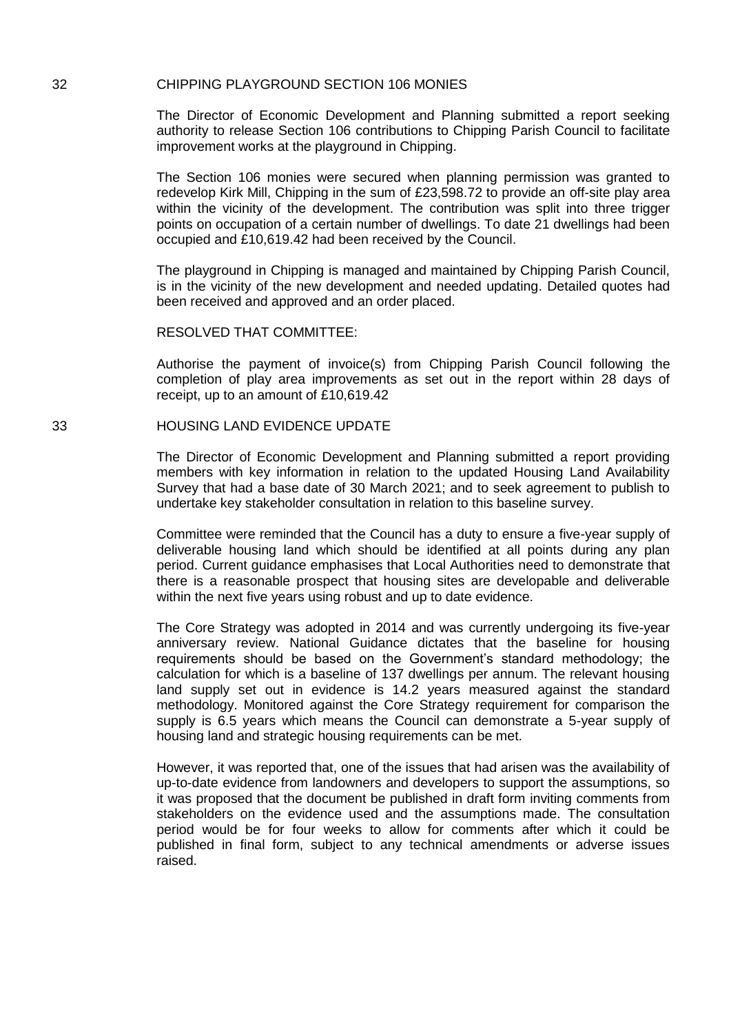## 32 CHIPPING PLAYGROUND SECTION 106 MONIES

The Director of Economic Development and Planning submitted a report seeking authority to release Section 106 contributions to Chipping Parish Council to facilitate improvement works at the playground in Chipping.

The Section 106 monies were secured when planning permission was granted to redevelop Kirk Mill, Chipping in the sum of £23,598.72 to provide an off-site play area within the vicinity of the development. The contribution was split into three trigger points on occupation of a certain number of dwellings. To date 21 dwellings had been occupied and £10,619.42 had been received by the Council.

The playground in Chipping is managed and maintained by Chipping Parish Council, is in the vicinity of the new development and needed updating. Detailed quotes had been received and approved and an order placed.

RESOLVED THAT COMMITTEE:

Authorise the payment of invoice(s) from Chipping Parish Council following the completion of play area improvements as set out in the report within 28 days of receipt, up to an amount of £10,619.42

## 33 HOUSING LAND EVIDENCE UPDATE

The Director of Economic Development and Planning submitted a report providing members with key information in relation to the updated Housing Land Availability Survey that had a base date of 30 March 2021; and to seek agreement to publish to undertake key stakeholder consultation in relation to this baseline survey.

Committee were reminded that the Council has a duty to ensure a five-year supply of deliverable housing land which should be identified at all points during any plan period. Current guidance emphasises that Local Authorities need to demonstrate that there is a reasonable prospect that housing sites are developable and deliverable within the next five years using robust and up to date evidence.

The Core Strategy was adopted in 2014 and was currently undergoing its five-year anniversary review. National Guidance dictates that the baseline for housing requirements should be based on the Government's standard methodology; the calculation for which is a baseline of 137 dwellings per annum. The relevant housing land supply set out in evidence is 14.2 years measured against the standard methodology. Monitored against the Core Strategy requirement for comparison the supply is 6.5 years which means the Council can demonstrate a 5-year supply of housing land and strategic housing requirements can be met.

However, it was reported that, one of the issues that had arisen was the availability of up-to-date evidence from landowners and developers to support the assumptions, so it was proposed that the document be published in draft form inviting comments from stakeholders on the evidence used and the assumptions made. The consultation period would be for four weeks to allow for comments after which it could be published in final form, subject to any technical amendments or adverse issues raised.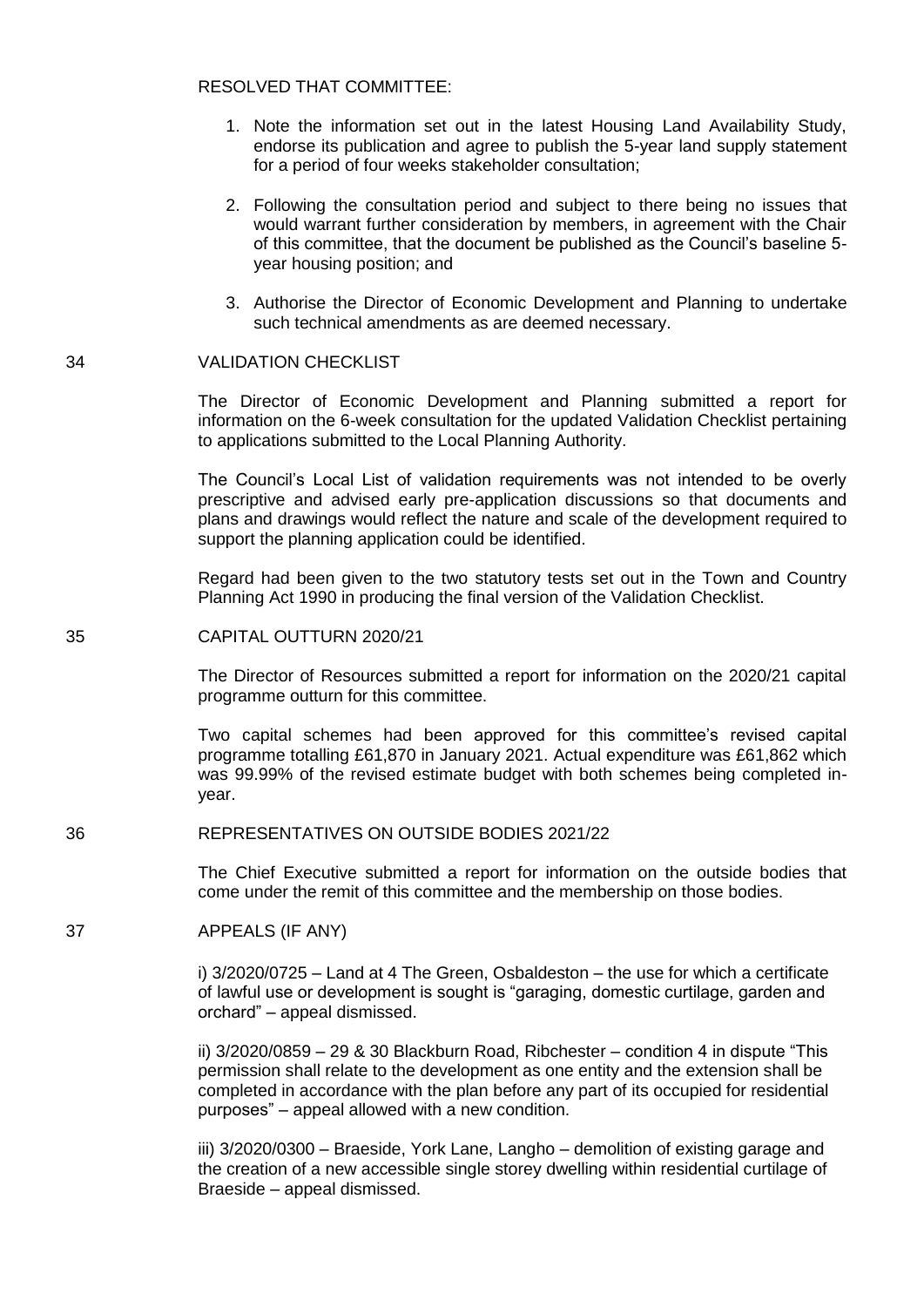RESOLVED THAT COMMITTEE:

1. Note the information set out in the latest Housing Land Availability Study, endorse its publication and agree to publish the 5-year land supply statement for a period of four weeks stakeholder consultation;

2. Following the consultation period and subject to there being no issues that would warrant further consideration by members, in agreement with the Chair of this committee, that the document be published as the Council's baseline 5-year housing position; and

3. Authorise the Director of Economic Development and Planning to undertake such technical amendments as are deemed necessary.

34 VALIDATION CHECKLIST

The Director of Economic Development and Planning submitted a report for information on the 6-week consultation for the updated Validation Checklist pertaining to applications submitted to the Local Planning Authority.

The Council's Local List of validation requirements was not intended to be overly prescriptive and advised early pre-application discussions so that documents and plans and drawings would reflect the nature and scale of the development required to support the planning application could be identified.

Regard had been given to the two statutory tests set out in the Town and Country Planning Act 1990 in producing the final version of the Validation Checklist.

35 CAPITAL OUTTURN 2020/21

The Director of Resources submitted a report for information on the 2020/21 capital programme outturn for this committee.

Two capital schemes had been approved for this committee's revised capital programme totalling £61,870 in January 2021. Actual expenditure was £61,862 which was 99.99% of the revised estimate budget with both schemes being completed in-year.

36 REPRESENTATIVES ON OUTSIDE BODIES 2021/22

The Chief Executive submitted a report for information on the outside bodies that come under the remit of this committee and the membership on those bodies.

37 APPEALS (IF ANY)

i) 3/2020/0725 – Land at 4 The Green, Osbaldeston – the use for which a certificate of lawful use or development is sought is "garaging, domestic curtilage, garden and orchard" – appeal dismissed.

ii) 3/2020/0859 – 29 & 30 Blackburn Road, Ribchester – condition 4 in dispute "This permission shall relate to the development as one entity and the extension shall be completed in accordance with the plan before any part of its occupied for residential purposes" – appeal allowed with a new condition.

iii) 3/2020/0300 – Braeside, York Lane, Langho – demolition of existing garage and the creation of a new accessible single storey dwelling within residential curtilage of Braeside – appeal dismissed.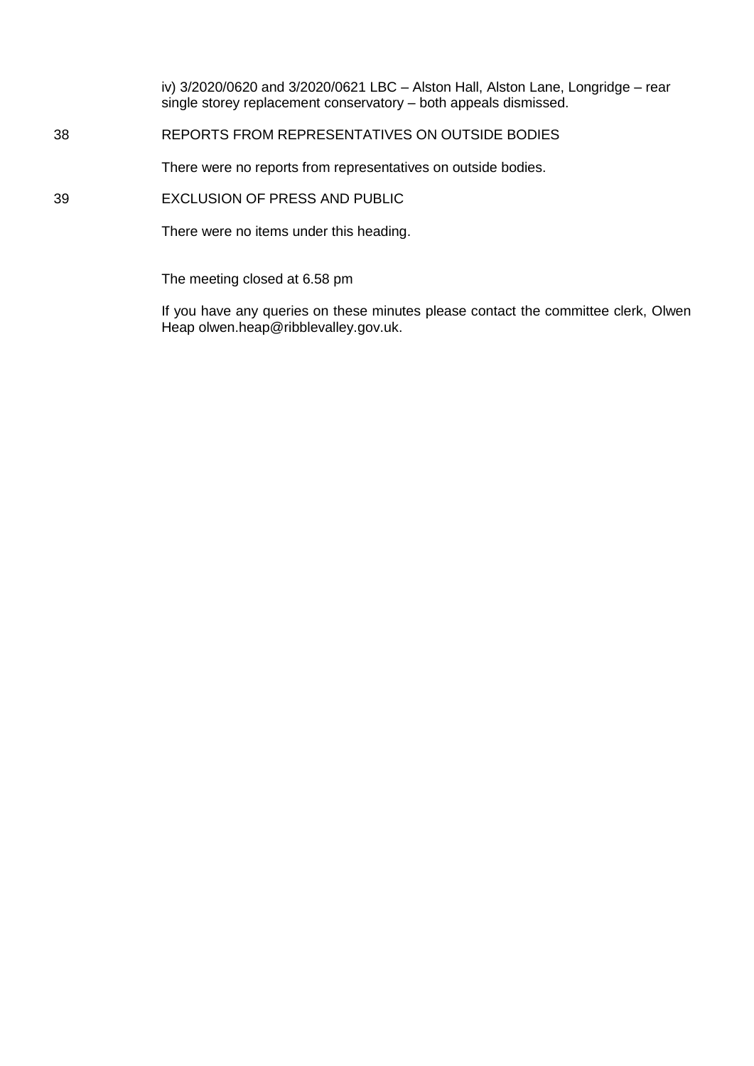iv) 3/2020/0620 and 3/2020/0621 LBC – Alston Hall, Alston Lane, Longridge – rear single storey replacement conservatory – both appeals dismissed.

38 REPORTS FROM REPRESENTATIVES ON OUTSIDE BODIES

There were no reports from representatives on outside bodies.

39 EXCLUSION OF PRESS AND PUBLIC

There were no items under this heading.

The meeting closed at 6.58 pm

If you have any queries on these minutes please contact the committee clerk, Olwen Heap olwen.heap@ribblevalley.gov.uk.